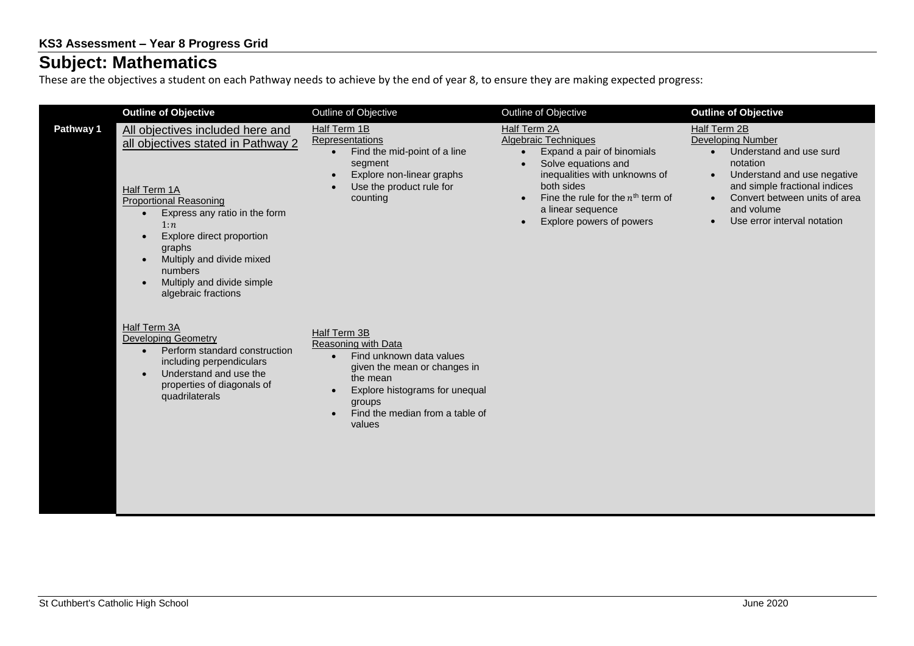**KS3 Assessment – Year 8 Progress Grid**

# Subject: Mathematics

These are the objectives a student on each Pathway needs to achieve by the end of year 8, to ensure they are making expected progress:

| | **Outline of Objective** | Outline of Objective | Outline of Objective | **Outline of Objective** |
|---|---|---|---|---|
| **Pathway 1** | All objectives included here and all objectives stated in Pathway 2<br><br>Half Term 1A<br>Proportional Reasoning<br>• Express any ratio in the form $1:n$<br>• Explore direct proportion graphs<br>• Multiply and divide mixed numbers<br>• Multiply and divide simple algebraic fractions | Half Term 1B<br>Representations<br>• Find the mid-point of a line segment<br>• Explore non-linear graphs<br>• Use the product rule for counting | Half Term 2A<br>Algebraic Techniques<br>• Expand a pair of binomials<br>• Solve equations and inequalities with unknowns of both sides<br>• Fine the rule for the $n^{\text{th}}$ term of a linear sequence<br>• Explore powers of powers | Half Term 2B<br>Developing Number<br>• Understand and use surd notation<br>• Understand and use negative and simple fractional indices<br>• Convert between units of area and volume<br>• Use error interval notation |
| | Half Term 3A<br>Developing Geometry<br>• Perform standard construction including perpendiculars<br>• Understand and use the properties of diagonals of quadrilaterals | Half Term 3B<br>Reasoning with Data<br>• Find unknown data values given the mean or changes in the mean<br>• Explore histograms for unequal groups<br>• Find the median from a table of values | | |

St Cuthbert's Catholic High School

June 2020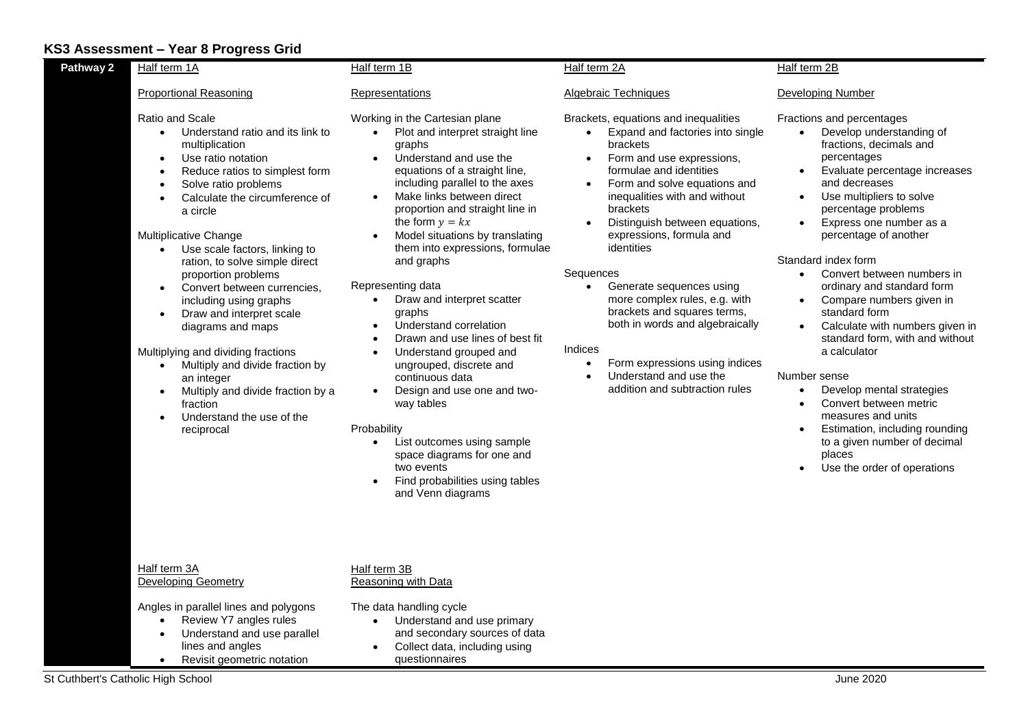# KS3 Assessment – Year 8 Progress Grid

**Pathway 2**

## Half term 1A

### Proportional Reasoning

Ratio and Scale
- Understand ratio and its link to multiplication
- Use ratio notation
- Reduce ratios to simplest form
- Solve ratio problems
- Calculate the circumference of a circle

Multiplicative Change
- Use scale factors, linking to ration, to solve simple direct proportion problems
- Convert between currencies, including using graphs
- Draw and interpret scale diagrams and maps

Multiplying and dividing fractions
- Multiply and divide fraction by an integer
- Multiply and divide fraction by a fraction
- Understand the use of the reciprocal

## Half term 1B

### Representations

Working in the Cartesian plane
- Plot and interpret straight line graphs
- Understand and use the equations of a straight line, including parallel to the axes
- Make links between direct proportion and straight line in the form $y = kx$
- Model situations by translating them into expressions, formulae and graphs

Representing data
- Draw and interpret scatter graphs
- Understand correlation
- Drawn and use lines of best fit
- Understand grouped and ungrouped, discrete and continuous data
- Design and use one and two-way tables

Probability
- List outcomes using sample space diagrams for one and two events
- Find probabilities using tables and Venn diagrams

## Half term 2A

### Algebraic Techniques

Brackets, equations and inequalities
- Expand and factories into single brackets
- Form and use expressions, formulae and identities
- Form and solve equations and inequalities with and without brackets
- Distinguish between equations, expressions, formula and identities

Sequences
- Generate sequences using more complex rules, e.g. with brackets and squares terms, both in words and algebraically

Indices
- Form expressions using indices
- Understand and use the addition and subtraction rules

## Half term 2B

### Developing Number

Fractions and percentages
- Develop understanding of fractions, decimals and percentages
- Evaluate percentage increases and decreases
- Use multipliers to solve percentage problems
- Express one number as a percentage of another

Standard index form
- Convert between numbers in ordinary and standard form
- Compare numbers given in standard form
- Calculate with numbers given in standard form, with and without a calculator

Number sense
- Develop mental strategies
- Convert between metric measures and units
- Estimation, including rounding to a given number of decimal places
- Use the order of operations

## Half term 3A

### Developing Geometry

Angles in parallel lines and polygons
- Review Y7 angles rules
- Understand and use parallel lines and angles
- Revisit geometric notation

## Half term 3B

### Reasoning with Data

The data handling cycle
- Understand and use primary and secondary sources of data
- Collect data, including using questionnaires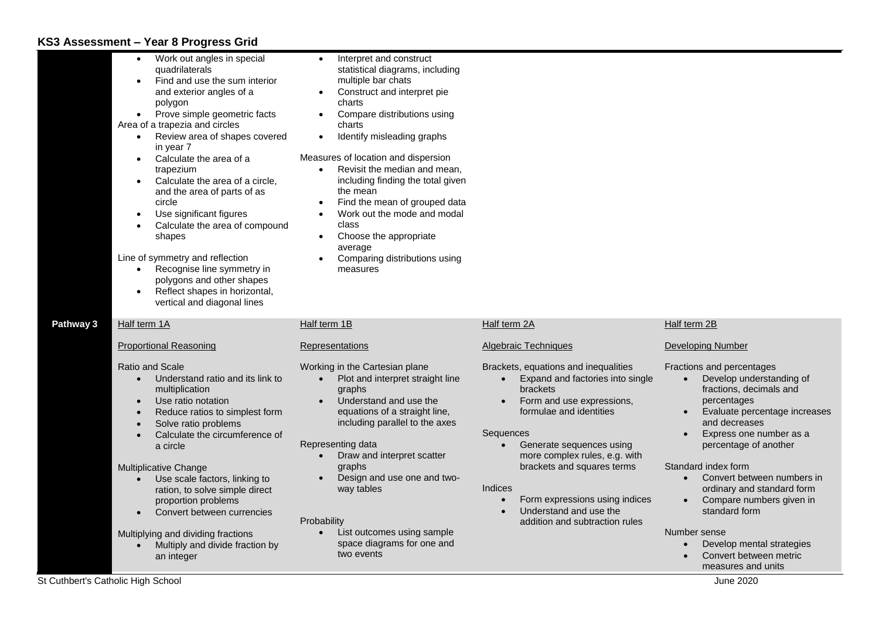## KS3 Assessment – Year 8 Progress Grid

| | | | | |
|---|---|---|---|---|
| | • Work out angles in special quadrilaterals<br>• Find and use the sum interior and exterior angles of a polygon<br>• Prove simple geometric facts<br>Area of a trapezia and circles<br>• Review area of shapes covered in year 7<br>• Calculate the area of a trapezium<br>• Calculate the area of a circle, and the area of parts of as circle<br>• Use significant figures<br>• Calculate the area of compound shapes<br><br>Line of symmetry and reflection<br>• Recognise line symmetry in polygons and other shapes<br>• Reflect shapes in horizontal, vertical and diagonal lines | • Interpret and construct statistical diagrams, including multiple bar chats<br>• Construct and interpret pie charts<br>• Compare distributions using charts<br>• Identify misleading graphs<br><br>Measures of location and dispersion<br>• Revisit the median and mean, including finding the total given the mean<br>• Find the mean of grouped data<br>• Work out the mode and modal class<br>• Choose the appropriate average<br>• Comparing distributions using measures | | |
| **Pathway 3** | Half term 1A<br><br>Proportional Reasoning<br><br>Ratio and Scale<br>• Understand ratio and its link to multiplication<br>• Use ratio notation<br>• Reduce ratios to simplest form<br>• Solve ratio problems<br>• Calculate the circumference of a circle<br><br>Multiplicative Change<br>• Use scale factors, linking to ration, to solve simple direct proportion problems<br>• Convert between currencies<br><br>Multiplying and dividing fractions<br>• Multiply and divide fraction by an integer | Half term 1B<br><br>Representations<br><br>Working in the Cartesian plane<br>• Plot and interpret straight line graphs<br>• Understand and use the equations of a straight line, including parallel to the axes<br><br>Representing data<br>• Draw and interpret scatter graphs<br>• Design and use one and two-way tables<br><br>Probability<br>• List outcomes using sample space diagrams for one and two events | Half term 2A<br><br>Algebraic Techniques<br><br>Brackets, equations and inequalities<br>• Expand and factories into single brackets<br>• Form and use expressions, formulae and identities<br><br>Sequences<br>• Generate sequences using more complex rules, e.g. with brackets and squares terms<br><br>Indices<br>• Form expressions using indices<br>• Understand and use the addition and subtraction rules | Half term 2B<br><br>Developing Number<br><br>Fractions and percentages<br>• Develop understanding of fractions, decimals and percentages<br>• Evaluate percentage increases and decreases<br>• Express one number as a percentage of another<br><br>Standard index form<br>• Convert between numbers in ordinary and standard form<br>• Compare numbers given in standard form<br><br>Number sense<br>• Develop mental strategies<br>• Convert between metric measures and units |

St Cuthbert's Catholic High School — June 2020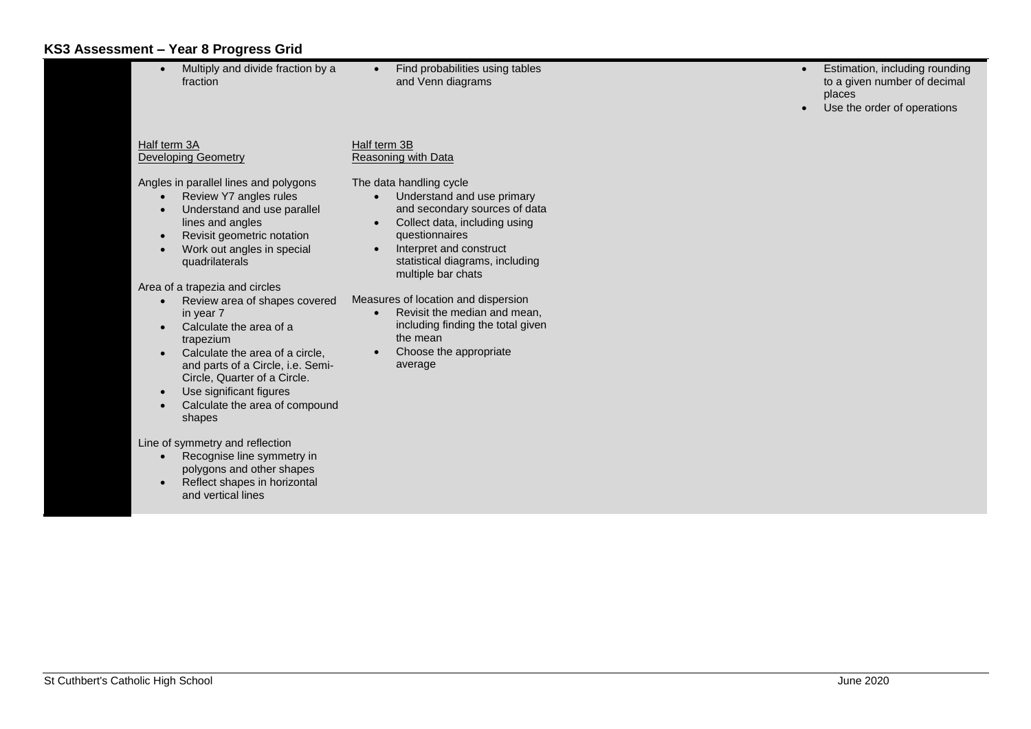## KS3 Assessment – Year 8 Progress Grid

| | | | | |
|---|---|---|---|---|
| | • Multiply and divide fraction by a fraction<br><br>Half term 3A<br>Developing Geometry<br><br>Angles in parallel lines and polygons<br>• Review Y7 angles rules<br>• Understand and use parallel lines and angles<br>• Revisit geometric notation<br>• Work out angles in special quadrilaterals<br><br>Area of a trapezia and circles<br>• Review area of shapes covered in year 7<br>• Calculate the area of a trapezium<br>• Calculate the area of a circle, and parts of a Circle, i.e. Semi-Circle, Quarter of a Circle.<br>• Use significant figures<br>• Calculate the area of compound shapes<br><br>Line of symmetry and reflection<br>• Recognise line symmetry in polygons and other shapes<br>• Reflect shapes in horizontal and vertical lines | • Find probabilities using tables and Venn diagrams<br><br>Half term 3B<br>Reasoning with Data<br><br>The data handling cycle<br>• Understand and use primary and secondary sources of data<br>• Collect data, including using questionnaires<br>• Interpret and construct statistical diagrams, including multiple bar chats<br><br>Measures of location and dispersion<br>• Revisit the median and mean, including finding the total given the mean<br>• Choose the appropriate average | | • Estimation, including rounding to a given number of decimal places<br>• Use the order of operations |

St Cuthbert's Catholic High School — June 2020